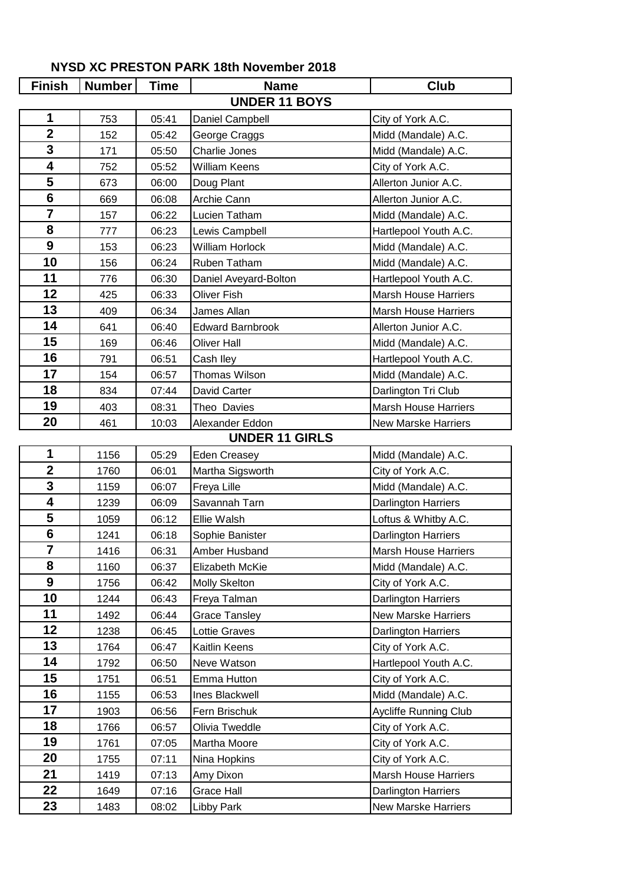# NYSD XC PRESTON PARK 18th November 2018

| Finish | Number | Time | Name | Club |
|---|---|---|---|---|
| | | | **UNDER 11 BOYS** | |
| 1 | 753 | 05:41 | Daniel Campbell | City of York A.C. |
| 2 | 152 | 05:42 | George Craggs | Midd (Mandale) A.C. |
| 3 | 171 | 05:50 | Charlie Jones | Midd (Mandale) A.C. |
| 4 | 752 | 05:52 | William Keens | City of York A.C. |
| 5 | 673 | 06:00 | Doug Plant | Allerton Junior A.C. |
| 6 | 669 | 06:08 | Archie Cann | Allerton Junior A.C. |
| 7 | 157 | 06:22 | Lucien Tatham | Midd (Mandale) A.C. |
| 8 | 777 | 06:23 | Lewis Campbell | Hartlepool Youth A.C. |
| 9 | 153 | 06:23 | William Horlock | Midd (Mandale) A.C. |
| 10 | 156 | 06:24 | Ruben Tatham | Midd (Mandale) A.C. |
| 11 | 776 | 06:30 | Daniel Aveyard-Bolton | Hartlepool Youth A.C. |
| 12 | 425 | 06:33 | Oliver Fish | Marsh House Harriers |
| 13 | 409 | 06:34 | James Allan | Marsh House Harriers |
| 14 | 641 | 06:40 | Edward Barnbrook | Allerton Junior A.C. |
| 15 | 169 | 06:46 | Oliver Hall | Midd (Mandale) A.C. |
| 16 | 791 | 06:51 | Cash Iley | Hartlepool Youth A.C. |
| 17 | 154 | 06:57 | Thomas Wilson | Midd (Mandale) A.C. |
| 18 | 834 | 07:44 | David Carter | Darlington Tri Club |
| 19 | 403 | 08:31 | Theo Davies | Marsh House Harriers |
| 20 | 461 | 10:03 | Alexander Eddon | New Marske Harriers |
| | | | **UNDER 11 GIRLS** | |
| 1 | 1156 | 05:29 | Eden Creasey | Midd (Mandale) A.C. |
| 2 | 1760 | 06:01 | Martha Sigsworth | City of York A.C. |
| 3 | 1159 | 06:07 | Freya Lille | Midd (Mandale) A.C. |
| 4 | 1239 | 06:09 | Savannah Tarn | Darlington Harriers |
| 5 | 1059 | 06:12 | Ellie Walsh | Loftus & Whitby A.C. |
| 6 | 1241 | 06:18 | Sophie Banister | Darlington Harriers |
| 7 | 1416 | 06:31 | Amber Husband | Marsh House Harriers |
| 8 | 1160 | 06:37 | Elizabeth McKie | Midd (Mandale) A.C. |
| 9 | 1756 | 06:42 | Molly Skelton | City of York A.C. |
| 10 | 1244 | 06:43 | Freya Talman | Darlington Harriers |
| 11 | 1492 | 06:44 | Grace Tansley | New Marske Harriers |
| 12 | 1238 | 06:45 | Lottie Graves | Darlington Harriers |
| 13 | 1764 | 06:47 | Kaitlin Keens | City of York A.C. |
| 14 | 1792 | 06:50 | Neve Watson | Hartlepool Youth A.C. |
| 15 | 1751 | 06:51 | Emma Hutton | City of York A.C. |
| 16 | 1155 | 06:53 | Ines Blackwell | Midd (Mandale) A.C. |
| 17 | 1903 | 06:56 | Fern Brischuk | Aycliffe Running Club |
| 18 | 1766 | 06:57 | Olivia Tweddle | City of York A.C. |
| 19 | 1761 | 07:05 | Martha Moore | City of York A.C. |
| 20 | 1755 | 07:11 | Nina Hopkins | City of York A.C. |
| 21 | 1419 | 07:13 | Amy Dixon | Marsh House Harriers |
| 22 | 1649 | 07:16 | Grace Hall | Darlington Harriers |
| 23 | 1483 | 08:02 | Libby Park | New Marske Harriers |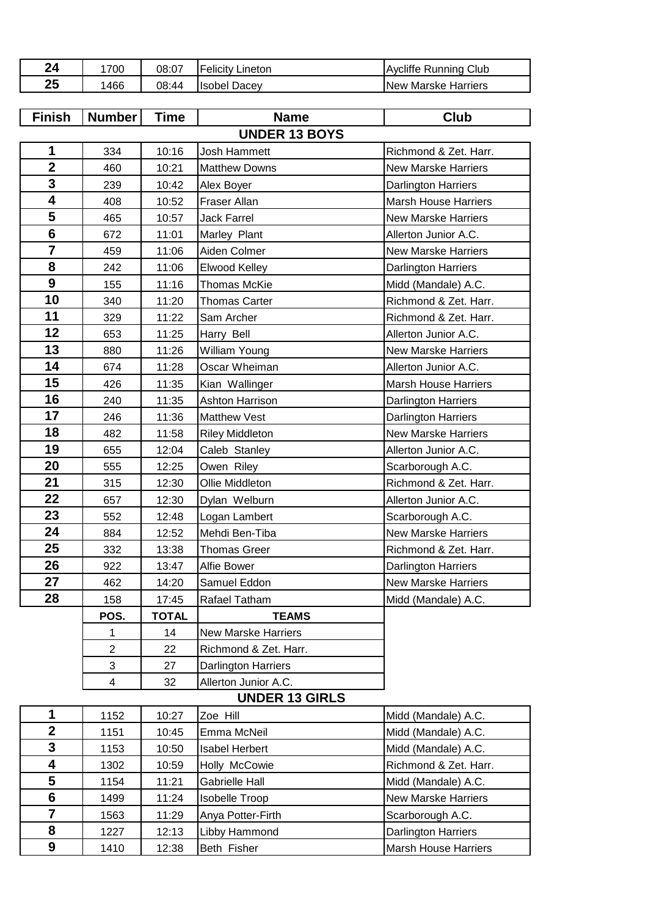| 24 | 1700 | 08:07 | Felicity Lineton | Aycliffe Running Club |
|---|---|---|---|---|
| 25 | 1466 | 08:44 | Isobel Dacey | New Marske Harriers |

| Finish | Number | Time | Name | Club |
|---|---|---|---|---|
| | | | **UNDER 13 BOYS** | |
| 1 | 334 | 10:16 | Josh Hammett | Richmond & Zet. Harr. |
| 2 | 460 | 10:21 | Matthew Downs | New Marske Harriers |
| 3 | 239 | 10:42 | Alex Boyer | Darlington Harriers |
| 4 | 408 | 10:52 | Fraser Allan | Marsh House Harriers |
| 5 | 465 | 10:57 | Jack Farrel | New Marske Harriers |
| 6 | 672 | 11:01 | Marley Plant | Allerton Junior A.C. |
| 7 | 459 | 11:06 | Aiden Colmer | New Marske Harriers |
| 8 | 242 | 11:06 | Elwood Kelley | Darlington Harriers |
| 9 | 155 | 11:16 | Thomas McKie | Midd (Mandale) A.C. |
| 10 | 340 | 11:20 | Thomas Carter | Richmond & Zet. Harr. |
| 11 | 329 | 11:22 | Sam Archer | Richmond & Zet. Harr. |
| 12 | 653 | 11:25 | Harry Bell | Allerton Junior A.C. |
| 13 | 880 | 11:26 | William Young | New Marske Harriers |
| 14 | 674 | 11:28 | Oscar Wheiman | Allerton Junior A.C. |
| 15 | 426 | 11:35 | Kian Wallinger | Marsh House Harriers |
| 16 | 240 | 11:35 | Ashton Harrison | Darlington Harriers |
| 17 | 246 | 11:36 | Matthew Vest | Darlington Harriers |
| 18 | 482 | 11:58 | Riley Middleton | New Marske Harriers |
| 19 | 655 | 12:04 | Caleb Stanley | Allerton Junior A.C. |
| 20 | 555 | 12:25 | Owen Riley | Scarborough A.C. |
| 21 | 315 | 12:30 | Ollie Middleton | Richmond & Zet. Harr. |
| 22 | 657 | 12:30 | Dylan Welburn | Allerton Junior A.C. |
| 23 | 552 | 12:48 | Logan Lambert | Scarborough A.C. |
| 24 | 884 | 12:52 | Mehdi Ben-Tiba | New Marske Harriers |
| 25 | 332 | 13:38 | Thomas Greer | Richmond & Zet. Harr. |
| 26 | 922 | 13:47 | Alfie Bower | Darlington Harriers |
| 27 | 462 | 14:20 | Samuel Eddon | New Marske Harriers |
| 28 | 158 | 17:45 | Rafael Tatham | Midd (Mandale) A.C. |

| POS. | TOTAL | TEAMS |
|---|---|---|
| 1 | 14 | New Marske Harriers |
| 2 | 22 | Richmond & Zet. Harr. |
| 3 | 27 | Darlington Harriers |
| 4 | 32 | Allerton Junior A.C. |

| Finish | Number | Time | Name | Club |
|---|---|---|---|---|
| | | | **UNDER 13 GIRLS** | |
| 1 | 1152 | 10:27 | Zoe Hill | Midd (Mandale) A.C. |
| 2 | 1151 | 10:45 | Emma McNeil | Midd (Mandale) A.C. |
| 3 | 1153 | 10:50 | Isabel Herbert | Midd (Mandale) A.C. |
| 4 | 1302 | 10:59 | Holly McCowie | Richmond & Zet. Harr. |
| 5 | 1154 | 11:21 | Gabrielle Hall | Midd (Mandale) A.C. |
| 6 | 1499 | 11:24 | Isobelle Troop | New Marske Harriers |
| 7 | 1563 | 11:29 | Anya Potter-Firth | Scarborough A.C. |
| 8 | 1227 | 12:13 | Libby Hammond | Darlington Harriers |
| 9 | 1410 | 12:38 | Beth Fisher | Marsh House Harriers |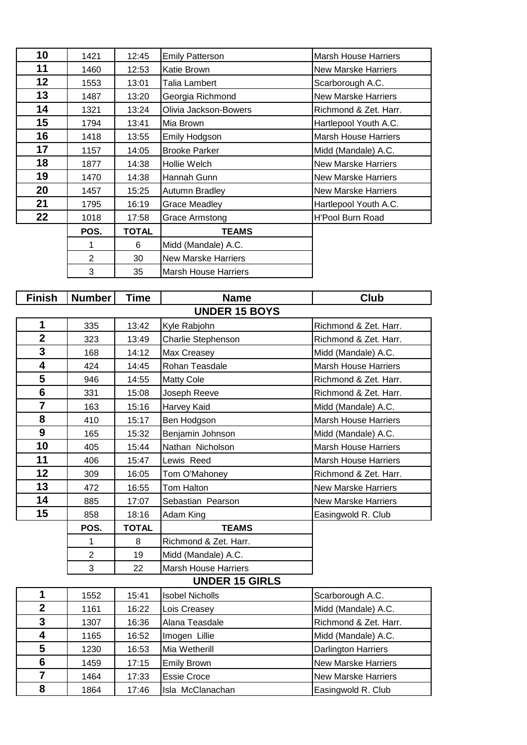| | | | | |
|---|---|---|---|---|
| **10** | 1421 | 12:45 | Emily Patterson | Marsh House Harriers |
| **11** | 1460 | 12:53 | Katie Brown | New Marske Harriers |
| **12** | 1553 | 13:01 | Talia Lambert | Scarborough A.C. |
| **13** | 1487 | 13:20 | Georgia Richmond | New Marske Harriers |
| **14** | 1321 | 13:24 | Olivia Jackson-Bowers | Richmond & Zet. Harr. |
| **15** | 1794 | 13:41 | Mia Brown | Hartlepool Youth A.C. |
| **16** | 1418 | 13:55 | Emily Hodgson | Marsh House Harriers |
| **17** | 1157 | 14:05 | Brooke Parker | Midd (Mandale) A.C. |
| **18** | 1877 | 14:38 | Hollie Welch | New Marske Harriers |
| **19** | 1470 | 14:38 | Hannah Gunn | New Marske Harriers |
| **20** | 1457 | 15:25 | Autumn Bradley | New Marske Harriers |
| **21** | 1795 | 16:19 | Grace Meadley | Hartlepool Youth A.C. |
| **22** | 1018 | 17:58 | Grace Armstong | H'Pool Burn Road |

| POS. | TOTAL | TEAMS |
|---|---|---|
| 1 | 6 | Midd (Mandale) A.C. |
| 2 | 30 | New Marske Harriers |
| 3 | 35 | Marsh House Harriers |

| Finish | Number | Time | Name | Club |
|---|---|---|---|---|
| | | | **UNDER 15 BOYS** | |
| **1** | 335 | 13:42 | Kyle Rabjohn | Richmond & Zet. Harr. |
| **2** | 323 | 13:49 | Charlie Stephenson | Richmond & Zet. Harr. |
| **3** | 168 | 14:12 | Max Creasey | Midd (Mandale) A.C. |
| **4** | 424 | 14:45 | Rohan Teasdale | Marsh House Harriers |
| **5** | 946 | 14:55 | Matty Cole | Richmond & Zet. Harr. |
| **6** | 331 | 15:08 | Joseph Reeve | Richmond & Zet. Harr. |
| **7** | 163 | 15:16 | Harvey Kaid | Midd (Mandale) A.C. |
| **8** | 410 | 15:17 | Ben Hodgson | Marsh House Harriers |
| **9** | 165 | 15:32 | Benjamin Johnson | Midd (Mandale) A.C. |
| **10** | 405 | 15:44 | Nathan Nicholson | Marsh House Harriers |
| **11** | 406 | 15:47 | Lewis Reed | Marsh House Harriers |
| **12** | 309 | 16:05 | Tom O'Mahoney | Richmond & Zet. Harr. |
| **13** | 472 | 16:55 | Tom Halton | New Marske Harriers |
| **14** | 885 | 17:07 | Sebastian Pearson | New Marske Harriers |
| **15** | 858 | 18:16 | Adam King | Easingwold R. Club |

| POS. | TOTAL | TEAMS |
|---|---|---|
| 1 | 8 | Richmond & Zet. Harr. |
| 2 | 19 | Midd (Mandale) A.C. |
| 3 | 22 | Marsh House Harriers |

| Finish | Number | Time | Name | Club |
|---|---|---|---|---|
| | | | **UNDER 15 GIRLS** | |
| **1** | 1552 | 15:41 | Isobel Nicholls | Scarborough A.C. |
| **2** | 1161 | 16:22 | Lois Creasey | Midd (Mandale) A.C. |
| **3** | 1307 | 16:36 | Alana Teasdale | Richmond & Zet. Harr. |
| **4** | 1165 | 16:52 | Imogen Lillie | Midd (Mandale) A.C. |
| **5** | 1230 | 16:53 | Mia Wetherill | Darlington Harriers |
| **6** | 1459 | 17:15 | Emily Brown | New Marske Harriers |
| **7** | 1464 | 17:33 | Essie Croce | New Marske Harriers |
| **8** | 1864 | 17:46 | Isla McClanachan | Easingwold R. Club |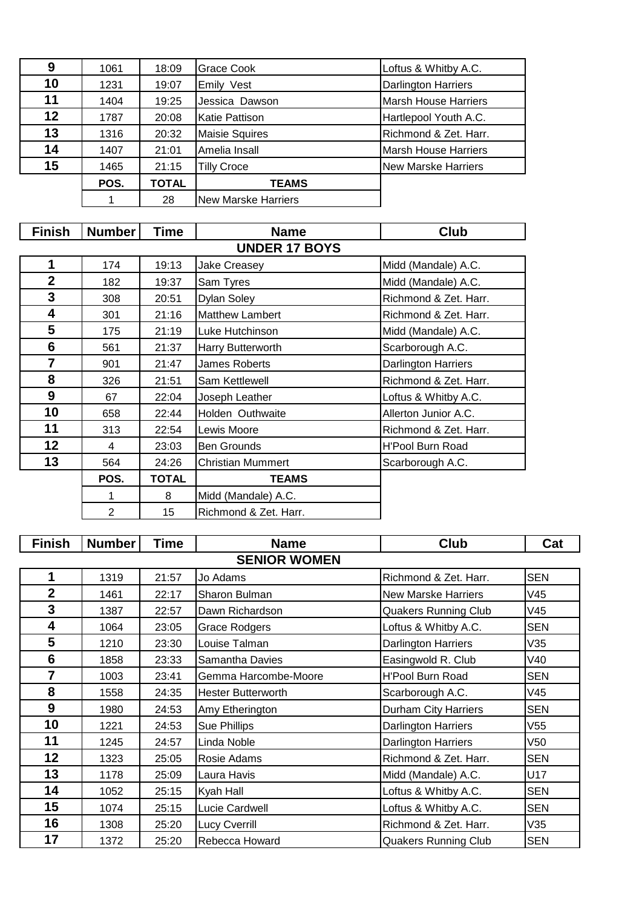| 9 | 1061 | 18:09 | Grace Cook | Loftus & Whitby A.C. |
|---|---|---|---|---|
| 10 | 1231 | 19:07 | Emily Vest | Darlington Harriers |
| 11 | 1404 | 19:25 | Jessica Dawson | Marsh House Harriers |
| 12 | 1787 | 20:08 | Katie Pattison | Hartlepool Youth A.C. |
| 13 | 1316 | 20:32 | Maisie Squires | Richmond & Zet. Harr. |
| 14 | 1407 | 21:01 | Amelia Insall | Marsh House Harriers |
| 15 | 1465 | 21:15 | Tilly Croce | New Marske Harriers |

| POS. | TOTAL | TEAMS |
|---|---|---|
| 1 | 28 | New Marske Harriers |

| Finish | Number | Time | Name | Club |
|---|---|---|---|---|
| | | | **UNDER 17 BOYS** | |
| 1 | 174 | 19:13 | Jake Creasey | Midd (Mandale) A.C. |
| 2 | 182 | 19:37 | Sam Tyres | Midd (Mandale) A.C. |
| 3 | 308 | 20:51 | Dylan Soley | Richmond & Zet. Harr. |
| 4 | 301 | 21:16 | Matthew Lambert | Richmond & Zet. Harr. |
| 5 | 175 | 21:19 | Luke Hutchinson | Midd (Mandale) A.C. |
| 6 | 561 | 21:37 | Harry Butterworth | Scarborough A.C. |
| 7 | 901 | 21:47 | James Roberts | Darlington Harriers |
| 8 | 326 | 21:51 | Sam Kettlewell | Richmond & Zet. Harr. |
| 9 | 67 | 22:04 | Joseph Leather | Loftus & Whitby A.C. |
| 10 | 658 | 22:44 | Holden Outhwaite | Allerton Junior A.C. |
| 11 | 313 | 22:54 | Lewis Moore | Richmond & Zet. Harr. |
| 12 | 4 | 23:03 | Ben Grounds | H'Pool Burn Road |
| 13 | 564 | 24:26 | Christian Mummert | Scarborough A.C. |

| POS. | TOTAL | TEAMS |
|---|---|---|
| 1 | 8 | Midd (Mandale) A.C. |
| 2 | 15 | Richmond & Zet. Harr. |

| Finish | Number | Time | Name | Club | Cat |
|---|---|---|---|---|---|
| | | | **SENIOR WOMEN** | | |
| 1 | 1319 | 21:57 | Jo Adams | Richmond & Zet. Harr. | SEN |
| 2 | 1461 | 22:17 | Sharon Bulman | New Marske Harriers | V45 |
| 3 | 1387 | 22:57 | Dawn Richardson | Quakers Running Club | V45 |
| 4 | 1064 | 23:05 | Grace Rodgers | Loftus & Whitby A.C. | SEN |
| 5 | 1210 | 23:30 | Louise Talman | Darlington Harriers | V35 |
| 6 | 1858 | 23:33 | Samantha Davies | Easingwold R. Club | V40 |
| 7 | 1003 | 23:41 | Gemma Harcombe-Moore | H'Pool Burn Road | SEN |
| 8 | 1558 | 24:35 | Hester Butterworth | Scarborough A.C. | V45 |
| 9 | 1980 | 24:53 | Amy Etherington | Durham City Harriers | SEN |
| 10 | 1221 | 24:53 | Sue Phillips | Darlington Harriers | V55 |
| 11 | 1245 | 24:57 | Linda Noble | Darlington Harriers | V50 |
| 12 | 1323 | 25:05 | Rosie Adams | Richmond & Zet. Harr. | SEN |
| 13 | 1178 | 25:09 | Laura Havis | Midd (Mandale) A.C. | U17 |
| 14 | 1052 | 25:15 | Kyah Hall | Loftus & Whitby A.C. | SEN |
| 15 | 1074 | 25:15 | Lucie Cardwell | Loftus & Whitby A.C. | SEN |
| 16 | 1308 | 25:20 | Lucy Cverrill | Richmond & Zet. Harr. | V35 |
| 17 | 1372 | 25:20 | Rebecca Howard | Quakers Running Club | SEN |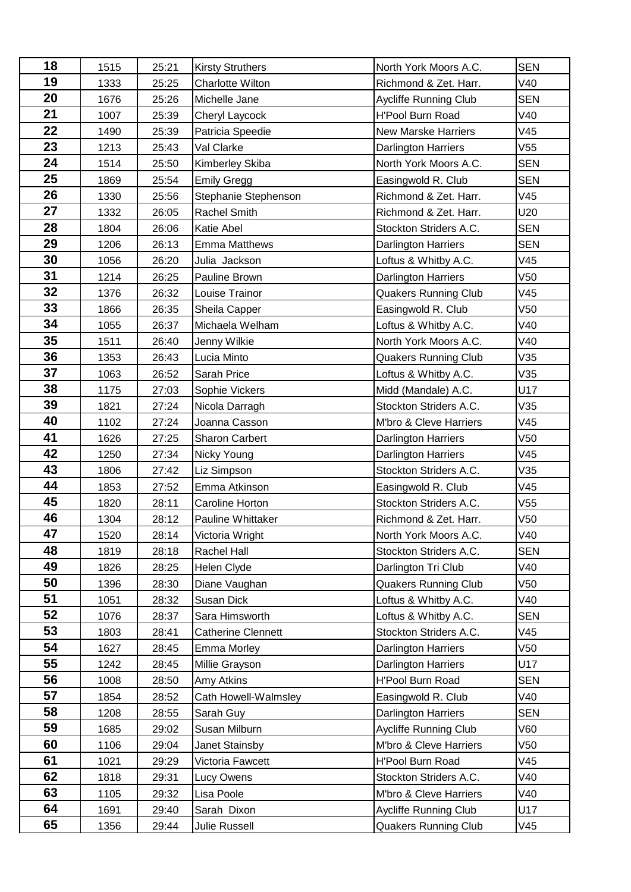| 18 | 1515 | 25:21 | Kirsty Struthers | North York Moors A.C. | SEN |
|---|---|---|---|---|---|
| 19 | 1333 | 25:25 | Charlotte Wilton | Richmond & Zet. Harr. | V40 |
| 20 | 1676 | 25:26 | Michelle Jane | Aycliffe Running Club | SEN |
| 21 | 1007 | 25:39 | Cheryl Laycock | H'Pool Burn Road | V40 |
| 22 | 1490 | 25:39 | Patricia Speedie | New Marske Harriers | V45 |
| 23 | 1213 | 25:43 | Val Clarke | Darlington Harriers | V55 |
| 24 | 1514 | 25:50 | Kimberley Skiba | North York Moors A.C. | SEN |
| 25 | 1869 | 25:54 | Emily Gregg | Easingwold R. Club | SEN |
| 26 | 1330 | 25:56 | Stephanie Stephenson | Richmond & Zet. Harr. | V45 |
| 27 | 1332 | 26:05 | Rachel Smith | Richmond & Zet. Harr. | U20 |
| 28 | 1804 | 26:06 | Katie Abel | Stockton Striders A.C. | SEN |
| 29 | 1206 | 26:13 | Emma Matthews | Darlington Harriers | SEN |
| 30 | 1056 | 26:20 | Julia Jackson | Loftus & Whitby A.C. | V45 |
| 31 | 1214 | 26:25 | Pauline Brown | Darlington Harriers | V50 |
| 32 | 1376 | 26:32 | Louise Trainor | Quakers Running Club | V45 |
| 33 | 1866 | 26:35 | Sheila Capper | Easingwold R. Club | V50 |
| 34 | 1055 | 26:37 | Michaela Welham | Loftus & Whitby A.C. | V40 |
| 35 | 1511 | 26:40 | Jenny Wilkie | North York Moors A.C. | V40 |
| 36 | 1353 | 26:43 | Lucia Minto | Quakers Running Club | V35 |
| 37 | 1063 | 26:52 | Sarah Price | Loftus & Whitby A.C. | V35 |
| 38 | 1175 | 27:03 | Sophie Vickers | Midd (Mandale) A.C. | U17 |
| 39 | 1821 | 27:24 | Nicola Darragh | Stockton Striders A.C. | V35 |
| 40 | 1102 | 27:24 | Joanna Casson | M'bro & Cleve Harriers | V45 |
| 41 | 1626 | 27:25 | Sharon Carbert | Darlington Harriers | V50 |
| 42 | 1250 | 27:34 | Nicky Young | Darlington Harriers | V45 |
| 43 | 1806 | 27:42 | Liz Simpson | Stockton Striders A.C. | V35 |
| 44 | 1853 | 27:52 | Emma Atkinson | Easingwold R. Club | V45 |
| 45 | 1820 | 28:11 | Caroline Horton | Stockton Striders A.C. | V55 |
| 46 | 1304 | 28:12 | Pauline Whittaker | Richmond & Zet. Harr. | V50 |
| 47 | 1520 | 28:14 | Victoria Wright | North York Moors A.C. | V40 |
| 48 | 1819 | 28:18 | Rachel Hall | Stockton Striders A.C. | SEN |
| 49 | 1826 | 28:25 | Helen Clyde | Darlington Tri Club | V40 |
| 50 | 1396 | 28:30 | Diane Vaughan | Quakers Running Club | V50 |
| 51 | 1051 | 28:32 | Susan Dick | Loftus & Whitby A.C. | V40 |
| 52 | 1076 | 28:37 | Sara Himsworth | Loftus & Whitby A.C. | SEN |
| 53 | 1803 | 28:41 | Catherine Clennett | Stockton Striders A.C. | V45 |
| 54 | 1627 | 28:45 | Emma Morley | Darlington Harriers | V50 |
| 55 | 1242 | 28:45 | Millie Grayson | Darlington Harriers | U17 |
| 56 | 1008 | 28:50 | Amy Atkins | H'Pool Burn Road | SEN |
| 57 | 1854 | 28:52 | Cath Howell-Walmsley | Easingwold R. Club | V40 |
| 58 | 1208 | 28:55 | Sarah Guy | Darlington Harriers | SEN |
| 59 | 1685 | 29:02 | Susan Milburn | Aycliffe Running Club | V60 |
| 60 | 1106 | 29:04 | Janet Stainsby | M'bro & Cleve Harriers | V50 |
| 61 | 1021 | 29:29 | Victoria Fawcett | H'Pool Burn Road | V45 |
| 62 | 1818 | 29:31 | Lucy Owens | Stockton Striders A.C. | V40 |
| 63 | 1105 | 29:32 | Lisa Poole | M'bro & Cleve Harriers | V40 |
| 64 | 1691 | 29:40 | Sarah Dixon | Aycliffe Running Club | U17 |
| 65 | 1356 | 29:44 | Julie Russell | Quakers Running Club | V45 |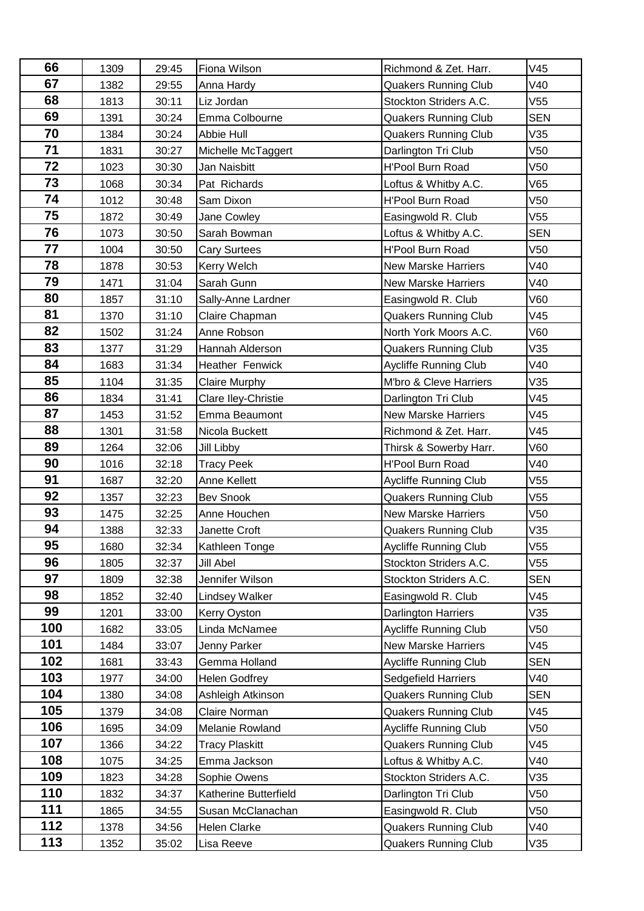| | | | | | |
|---|---|---|---|---|---|
| 66 | 1309 | 29:45 | Fiona Wilson | Richmond & Zet. Harr. | V45 |
| 67 | 1382 | 29:55 | Anna Hardy | Quakers Running Club | V40 |
| 68 | 1813 | 30:11 | Liz Jordan | Stockton Striders A.C. | V55 |
| 69 | 1391 | 30:24 | Emma Colbourne | Quakers Running Club | SEN |
| 70 | 1384 | 30:24 | Abbie Hull | Quakers Running Club | V35 |
| 71 | 1831 | 30:27 | Michelle McTaggert | Darlington Tri Club | V50 |
| 72 | 1023 | 30:30 | Jan Naisbitt | H'Pool Burn Road | V50 |
| 73 | 1068 | 30:34 | Pat Richards | Loftus & Whitby A.C. | V65 |
| 74 | 1012 | 30:48 | Sam Dixon | H'Pool Burn Road | V50 |
| 75 | 1872 | 30:49 | Jane Cowley | Easingwold R. Club | V55 |
| 76 | 1073 | 30:50 | Sarah Bowman | Loftus & Whitby A.C. | SEN |
| 77 | 1004 | 30:50 | Cary Surtees | H'Pool Burn Road | V50 |
| 78 | 1878 | 30:53 | Kerry Welch | New Marske Harriers | V40 |
| 79 | 1471 | 31:04 | Sarah Gunn | New Marske Harriers | V40 |
| 80 | 1857 | 31:10 | Sally-Anne Lardner | Easingwold R. Club | V60 |
| 81 | 1370 | 31:10 | Claire Chapman | Quakers Running Club | V45 |
| 82 | 1502 | 31:24 | Anne Robson | North York Moors A.C. | V60 |
| 83 | 1377 | 31:29 | Hannah Alderson | Quakers Running Club | V35 |
| 84 | 1683 | 31:34 | Heather Fenwick | Aycliffe Running Club | V40 |
| 85 | 1104 | 31:35 | Claire Murphy | M'bro & Cleve Harriers | V35 |
| 86 | 1834 | 31:41 | Clare Iley-Christie | Darlington Tri Club | V45 |
| 87 | 1453 | 31:52 | Emma Beaumont | New Marske Harriers | V45 |
| 88 | 1301 | 31:58 | Nicola Buckett | Richmond & Zet. Harr. | V45 |
| 89 | 1264 | 32:06 | Jill Libby | Thirsk & Sowerby Harr. | V60 |
| 90 | 1016 | 32:18 | Tracy Peek | H'Pool Burn Road | V40 |
| 91 | 1687 | 32:20 | Anne Kellett | Aycliffe Running Club | V55 |
| 92 | 1357 | 32:23 | Bev Snook | Quakers Running Club | V55 |
| 93 | 1475 | 32:25 | Anne Houchen | New Marske Harriers | V50 |
| 94 | 1388 | 32:33 | Janette Croft | Quakers Running Club | V35 |
| 95 | 1680 | 32:34 | Kathleen Tonge | Aycliffe Running Club | V55 |
| 96 | 1805 | 32:37 | Jill Abel | Stockton Striders A.C. | V55 |
| 97 | 1809 | 32:38 | Jennifer Wilson | Stockton Striders A.C. | SEN |
| 98 | 1852 | 32:40 | Lindsey Walker | Easingwold R. Club | V45 |
| 99 | 1201 | 33:00 | Kerry Oyston | Darlington Harriers | V35 |
| 100 | 1682 | 33:05 | Linda McNamee | Aycliffe Running Club | V50 |
| 101 | 1484 | 33:07 | Jenny Parker | New Marske Harriers | V45 |
| 102 | 1681 | 33:43 | Gemma Holland | Aycliffe Running Club | SEN |
| 103 | 1977 | 34:00 | Helen Godfrey | Sedgefield Harriers | V40 |
| 104 | 1380 | 34:08 | Ashleigh Atkinson | Quakers Running Club | SEN |
| 105 | 1379 | 34:08 | Claire Norman | Quakers Running Club | V45 |
| 106 | 1695 | 34:09 | Melanie Rowland | Aycliffe Running Club | V50 |
| 107 | 1366 | 34:22 | Tracy Plaskitt | Quakers Running Club | V45 |
| 108 | 1075 | 34:25 | Emma Jackson | Loftus & Whitby A.C. | V40 |
| 109 | 1823 | 34:28 | Sophie Owens | Stockton Striders A.C. | V35 |
| 110 | 1832 | 34:37 | Katherine Butterfield | Darlington Tri Club | V50 |
| 111 | 1865 | 34:55 | Susan McClanachan | Easingwold R. Club | V50 |
| 112 | 1378 | 34:56 | Helen Clarke | Quakers Running Club | V40 |
| 113 | 1352 | 35:02 | Lisa Reeve | Quakers Running Club | V35 |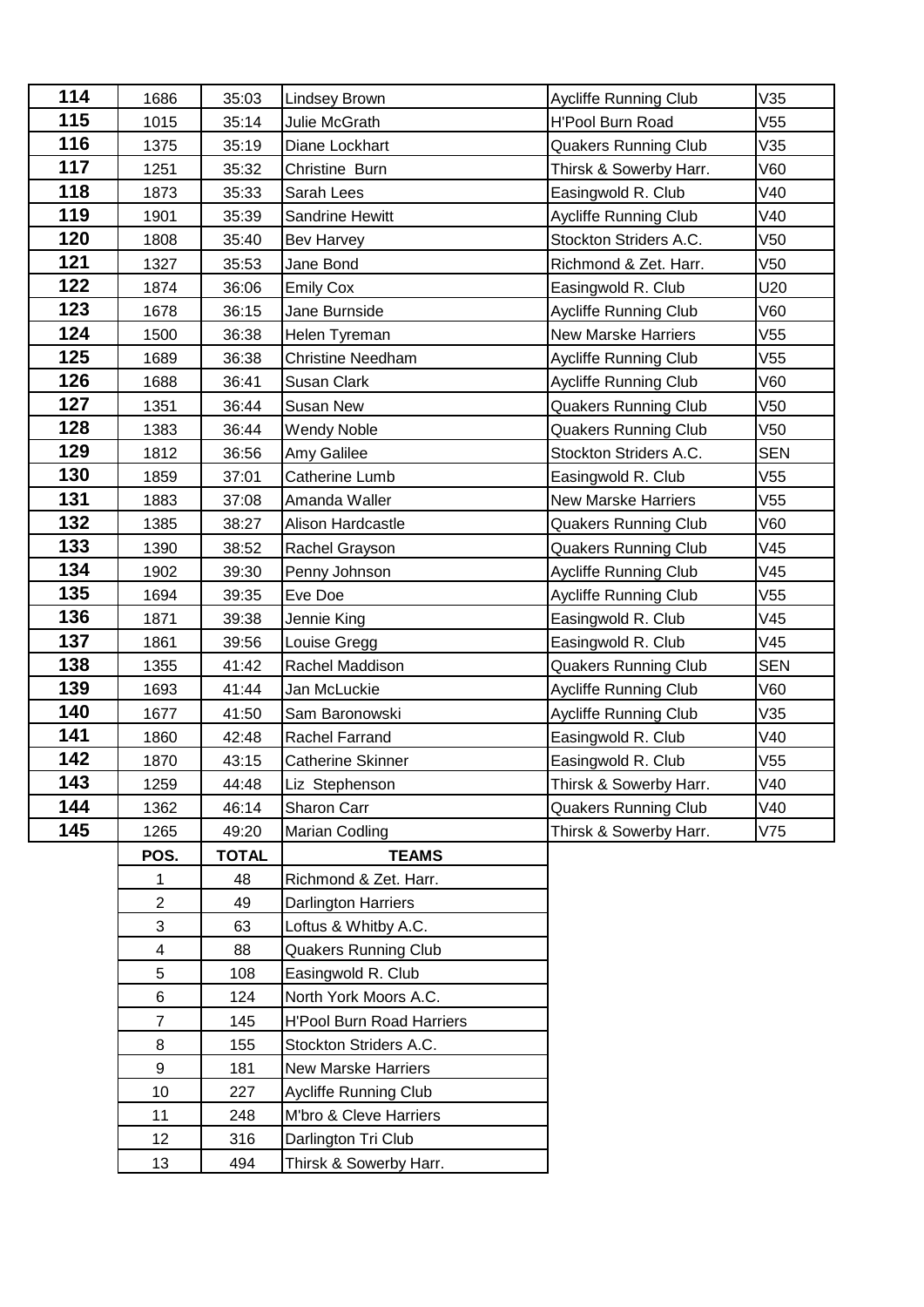| | | | | | |
|---|---|---|---|---|---|
| **114** | 1686 | 35:03 | Lindsey Brown | Aycliffe Running Club | V35 |
| **115** | 1015 | 35:14 | Julie McGrath | H'Pool Burn Road | V55 |
| **116** | 1375 | 35:19 | Diane Lockhart | Quakers Running Club | V35 |
| **117** | 1251 | 35:32 | Christine Burn | Thirsk & Sowerby Harr. | V60 |
| **118** | 1873 | 35:33 | Sarah Lees | Easingwold R. Club | V40 |
| **119** | 1901 | 35:39 | Sandrine Hewitt | Aycliffe Running Club | V40 |
| **120** | 1808 | 35:40 | Bev Harvey | Stockton Striders A.C. | V50 |
| **121** | 1327 | 35:53 | Jane Bond | Richmond & Zet. Harr. | V50 |
| **122** | 1874 | 36:06 | Emily Cox | Easingwold R. Club | U20 |
| **123** | 1678 | 36:15 | Jane Burnside | Aycliffe Running Club | V60 |
| **124** | 1500 | 36:38 | Helen Tyreman | New Marske Harriers | V55 |
| **125** | 1689 | 36:38 | Christine Needham | Aycliffe Running Club | V55 |
| **126** | 1688 | 36:41 | Susan Clark | Aycliffe Running Club | V60 |
| **127** | 1351 | 36:44 | Susan New | Quakers Running Club | V50 |
| **128** | 1383 | 36:44 | Wendy Noble | Quakers Running Club | V50 |
| **129** | 1812 | 36:56 | Amy Galilee | Stockton Striders A.C. | SEN |
| **130** | 1859 | 37:01 | Catherine Lumb | Easingwold R. Club | V55 |
| **131** | 1883 | 37:08 | Amanda Waller | New Marske Harriers | V55 |
| **132** | 1385 | 38:27 | Alison Hardcastle | Quakers Running Club | V60 |
| **133** | 1390 | 38:52 | Rachel Grayson | Quakers Running Club | V45 |
| **134** | 1902 | 39:30 | Penny Johnson | Aycliffe Running Club | V45 |
| **135** | 1694 | 39:35 | Eve Doe | Aycliffe Running Club | V55 |
| **136** | 1871 | 39:38 | Jennie King | Easingwold R. Club | V45 |
| **137** | 1861 | 39:56 | Louise Gregg | Easingwold R. Club | V45 |
| **138** | 1355 | 41:42 | Rachel Maddison | Quakers Running Club | SEN |
| **139** | 1693 | 41:44 | Jan McLuckie | Aycliffe Running Club | V60 |
| **140** | 1677 | 41:50 | Sam Baronowski | Aycliffe Running Club | V35 |
| **141** | 1860 | 42:48 | Rachel Farrand | Easingwold R. Club | V40 |
| **142** | 1870 | 43:15 | Catherine Skinner | Easingwold R. Club | V55 |
| **143** | 1259 | 44:48 | Liz Stephenson | Thirsk & Sowerby Harr. | V40 |
| **144** | 1362 | 46:14 | Sharon Carr | Quakers Running Club | V40 |
| **145** | 1265 | 49:20 | Marian Codling | Thirsk & Sowerby Harr. | V75 |

| POS. | TOTAL | TEAMS |
|---|---|---|
| 1 | 48 | Richmond & Zet. Harr. |
| 2 | 49 | Darlington Harriers |
| 3 | 63 | Loftus & Whitby A.C. |
| 4 | 88 | Quakers Running Club |
| 5 | 108 | Easingwold R. Club |
| 6 | 124 | North York Moors A.C. |
| 7 | 145 | H'Pool Burn Road Harriers |
| 8 | 155 | Stockton Striders A.C. |
| 9 | 181 | New Marske Harriers |
| 10 | 227 | Aycliffe Running Club |
| 11 | 248 | M'bro & Cleve Harriers |
| 12 | 316 | Darlington Tri Club |
| 13 | 494 | Thirsk & Sowerby Harr. |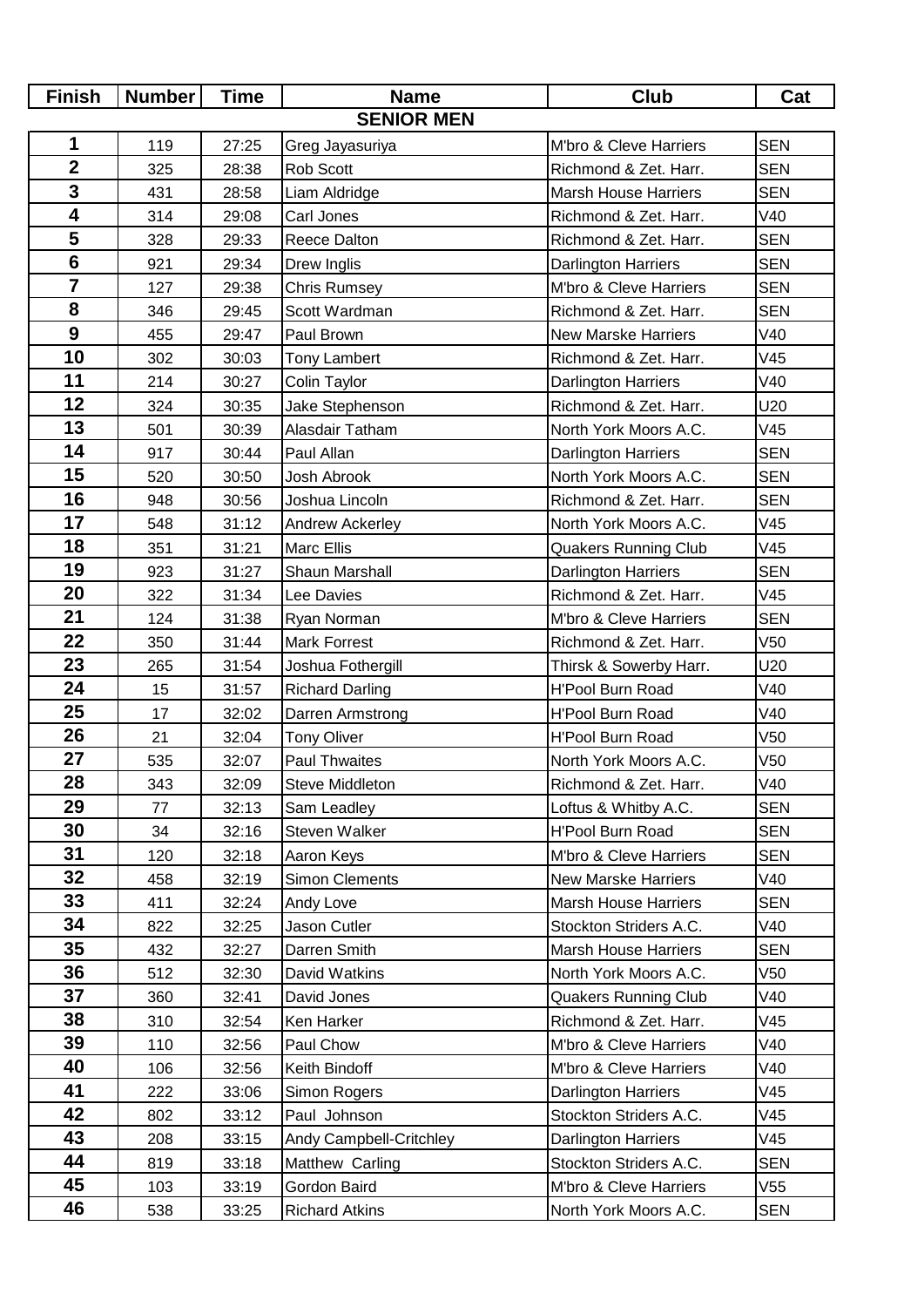| Finish | Number | Time | Name | Club | Cat |
|---|---|---|---|---|---|
| **SENIOR MEN** | | | | | |
| 1 | 119 | 27:25 | Greg Jayasuriya | M'bro & Cleve Harriers | SEN |
| 2 | 325 | 28:38 | Rob Scott | Richmond & Zet. Harr. | SEN |
| 3 | 431 | 28:58 | Liam Aldridge | Marsh House Harriers | SEN |
| 4 | 314 | 29:08 | Carl Jones | Richmond & Zet. Harr. | V40 |
| 5 | 328 | 29:33 | Reece Dalton | Richmond & Zet. Harr. | SEN |
| 6 | 921 | 29:34 | Drew Inglis | Darlington Harriers | SEN |
| 7 | 127 | 29:38 | Chris Rumsey | M'bro & Cleve Harriers | SEN |
| 8 | 346 | 29:45 | Scott Wardman | Richmond & Zet. Harr. | SEN |
| 9 | 455 | 29:47 | Paul Brown | New Marske Harriers | V40 |
| 10 | 302 | 30:03 | Tony Lambert | Richmond & Zet. Harr. | V45 |
| 11 | 214 | 30:27 | Colin Taylor | Darlington Harriers | V40 |
| 12 | 324 | 30:35 | Jake Stephenson | Richmond & Zet. Harr. | U20 |
| 13 | 501 | 30:39 | Alasdair Tatham | North York Moors A.C. | V45 |
| 14 | 917 | 30:44 | Paul Allan | Darlington Harriers | SEN |
| 15 | 520 | 30:50 | Josh Abrook | North York Moors A.C. | SEN |
| 16 | 948 | 30:56 | Joshua Lincoln | Richmond & Zet. Harr. | SEN |
| 17 | 548 | 31:12 | Andrew Ackerley | North York Moors A.C. | V45 |
| 18 | 351 | 31:21 | Marc Ellis | Quakers Running Club | V45 |
| 19 | 923 | 31:27 | Shaun Marshall | Darlington Harriers | SEN |
| 20 | 322 | 31:34 | Lee Davies | Richmond & Zet. Harr. | V45 |
| 21 | 124 | 31:38 | Ryan Norman | M'bro & Cleve Harriers | SEN |
| 22 | 350 | 31:44 | Mark Forrest | Richmond & Zet. Harr. | V50 |
| 23 | 265 | 31:54 | Joshua Fothergill | Thirsk & Sowerby Harr. | U20 |
| 24 | 15 | 31:57 | Richard Darling | H'Pool Burn Road | V40 |
| 25 | 17 | 32:02 | Darren Armstrong | H'Pool Burn Road | V40 |
| 26 | 21 | 32:04 | Tony Oliver | H'Pool Burn Road | V50 |
| 27 | 535 | 32:07 | Paul Thwaites | North York Moors A.C. | V50 |
| 28 | 343 | 32:09 | Steve Middleton | Richmond & Zet. Harr. | V40 |
| 29 | 77 | 32:13 | Sam Leadley | Loftus & Whitby A.C. | SEN |
| 30 | 34 | 32:16 | Steven Walker | H'Pool Burn Road | SEN |
| 31 | 120 | 32:18 | Aaron Keys | M'bro & Cleve Harriers | SEN |
| 32 | 458 | 32:19 | Simon Clements | New Marske Harriers | V40 |
| 33 | 411 | 32:24 | Andy Love | Marsh House Harriers | SEN |
| 34 | 822 | 32:25 | Jason Cutler | Stockton Striders A.C. | V40 |
| 35 | 432 | 32:27 | Darren Smith | Marsh House Harriers | SEN |
| 36 | 512 | 32:30 | David Watkins | North York Moors A.C. | V50 |
| 37 | 360 | 32:41 | David Jones | Quakers Running Club | V40 |
| 38 | 310 | 32:54 | Ken Harker | Richmond & Zet. Harr. | V45 |
| 39 | 110 | 32:56 | Paul Chow | M'bro & Cleve Harriers | V40 |
| 40 | 106 | 32:56 | Keith Bindoff | M'bro & Cleve Harriers | V40 |
| 41 | 222 | 33:06 | Simon Rogers | Darlington Harriers | V45 |
| 42 | 802 | 33:12 | Paul Johnson | Stockton Striders A.C. | V45 |
| 43 | 208 | 33:15 | Andy Campbell-Critchley | Darlington Harriers | V45 |
| 44 | 819 | 33:18 | Matthew Carling | Stockton Striders A.C. | SEN |
| 45 | 103 | 33:19 | Gordon Baird | M'bro & Cleve Harriers | V55 |
| 46 | 538 | 33:25 | Richard Atkins | North York Moors A.C. | SEN |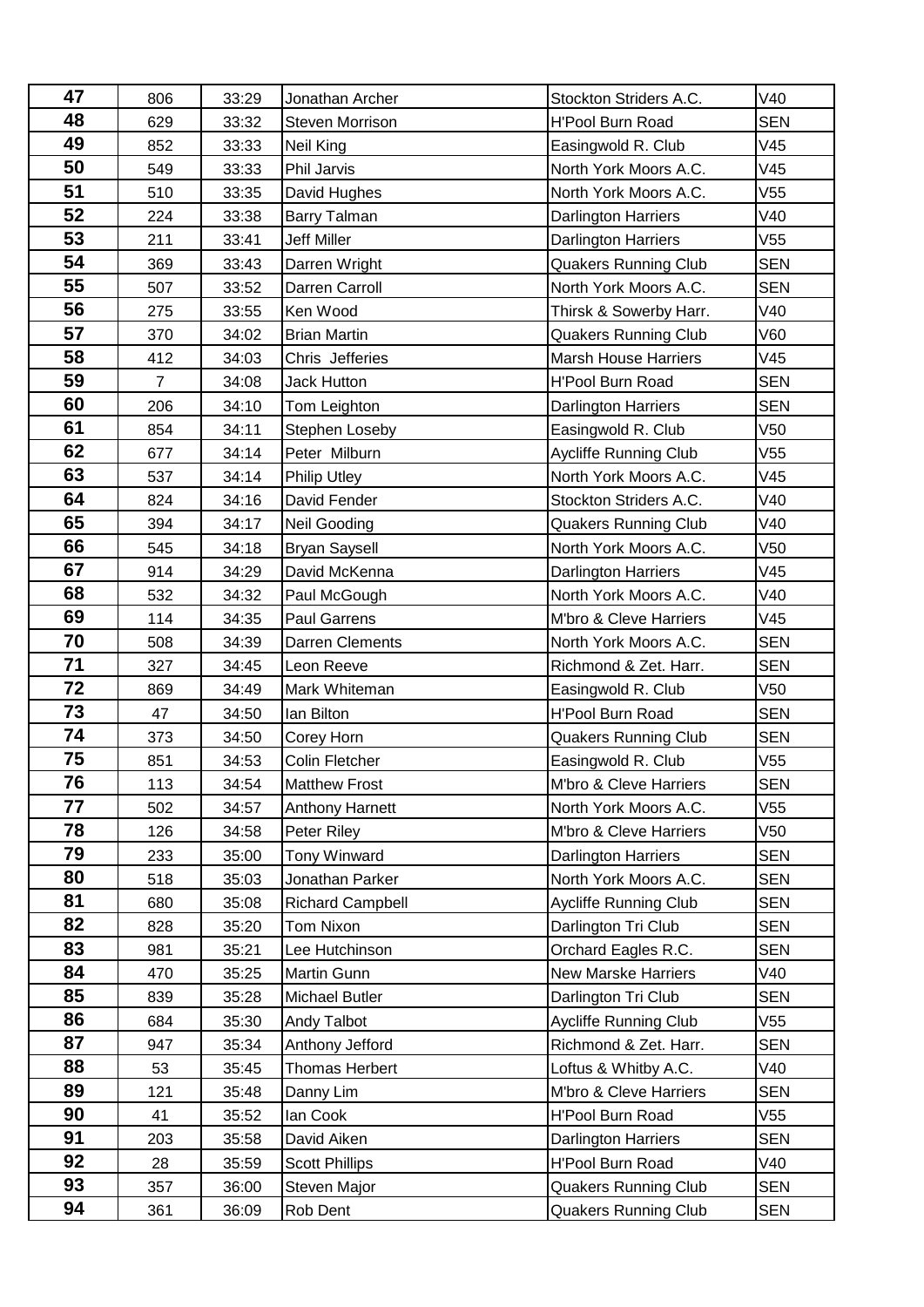| 47 | 806 | 33:29 | Jonathan Archer | Stockton Striders A.C. | V40 |
|---|---|---|---|---|---|
| 48 | 629 | 33:32 | Steven Morrison | H'Pool Burn Road | SEN |
| 49 | 852 | 33:33 | Neil King | Easingwold R. Club | V45 |
| 50 | 549 | 33:33 | Phil Jarvis | North York Moors A.C. | V45 |
| 51 | 510 | 33:35 | David Hughes | North York Moors A.C. | V55 |
| 52 | 224 | 33:38 | Barry Talman | Darlington Harriers | V40 |
| 53 | 211 | 33:41 | Jeff Miller | Darlington Harriers | V55 |
| 54 | 369 | 33:43 | Darren Wright | Quakers Running Club | SEN |
| 55 | 507 | 33:52 | Darren Carroll | North York Moors A.C. | SEN |
| 56 | 275 | 33:55 | Ken Wood | Thirsk & Sowerby Harr. | V40 |
| 57 | 370 | 34:02 | Brian Martin | Quakers Running Club | V60 |
| 58 | 412 | 34:03 | Chris Jefferies | Marsh House Harriers | V45 |
| 59 | 7 | 34:08 | Jack Hutton | H'Pool Burn Road | SEN |
| 60 | 206 | 34:10 | Tom Leighton | Darlington Harriers | SEN |
| 61 | 854 | 34:11 | Stephen Loseby | Easingwold R. Club | V50 |
| 62 | 677 | 34:14 | Peter Milburn | Aycliffe Running Club | V55 |
| 63 | 537 | 34:14 | Philip Utley | North York Moors A.C. | V45 |
| 64 | 824 | 34:16 | David Fender | Stockton Striders A.C. | V40 |
| 65 | 394 | 34:17 | Neil Gooding | Quakers Running Club | V40 |
| 66 | 545 | 34:18 | Bryan Saysell | North York Moors A.C. | V50 |
| 67 | 914 | 34:29 | David McKenna | Darlington Harriers | V45 |
| 68 | 532 | 34:32 | Paul McGough | North York Moors A.C. | V40 |
| 69 | 114 | 34:35 | Paul Garrens | M'bro & Cleve Harriers | V45 |
| 70 | 508 | 34:39 | Darren Clements | North York Moors A.C. | SEN |
| 71 | 327 | 34:45 | Leon Reeve | Richmond & Zet. Harr. | SEN |
| 72 | 869 | 34:49 | Mark Whiteman | Easingwold R. Club | V50 |
| 73 | 47 | 34:50 | Ian Bilton | H'Pool Burn Road | SEN |
| 74 | 373 | 34:50 | Corey Horn | Quakers Running Club | SEN |
| 75 | 851 | 34:53 | Colin Fletcher | Easingwold R. Club | V55 |
| 76 | 113 | 34:54 | Matthew Frost | M'bro & Cleve Harriers | SEN |
| 77 | 502 | 34:57 | Anthony Harnett | North York Moors A.C. | V55 |
| 78 | 126 | 34:58 | Peter Riley | M'bro & Cleve Harriers | V50 |
| 79 | 233 | 35:00 | Tony Winward | Darlington Harriers | SEN |
| 80 | 518 | 35:03 | Jonathan Parker | North York Moors A.C. | SEN |
| 81 | 680 | 35:08 | Richard Campbell | Aycliffe Running Club | SEN |
| 82 | 828 | 35:20 | Tom Nixon | Darlington Tri Club | SEN |
| 83 | 981 | 35:21 | Lee Hutchinson | Orchard Eagles R.C. | SEN |
| 84 | 470 | 35:25 | Martin Gunn | New Marske Harriers | V40 |
| 85 | 839 | 35:28 | Michael Butler | Darlington Tri Club | SEN |
| 86 | 684 | 35:30 | Andy Talbot | Aycliffe Running Club | V55 |
| 87 | 947 | 35:34 | Anthony Jefford | Richmond & Zet. Harr. | SEN |
| 88 | 53 | 35:45 | Thomas Herbert | Loftus & Whitby A.C. | V40 |
| 89 | 121 | 35:48 | Danny Lim | M'bro & Cleve Harriers | SEN |
| 90 | 41 | 35:52 | Ian Cook | H'Pool Burn Road | V55 |
| 91 | 203 | 35:58 | David Aiken | Darlington Harriers | SEN |
| 92 | 28 | 35:59 | Scott Phillips | H'Pool Burn Road | V40 |
| 93 | 357 | 36:00 | Steven Major | Quakers Running Club | SEN |
| 94 | 361 | 36:09 | Rob Dent | Quakers Running Club | SEN |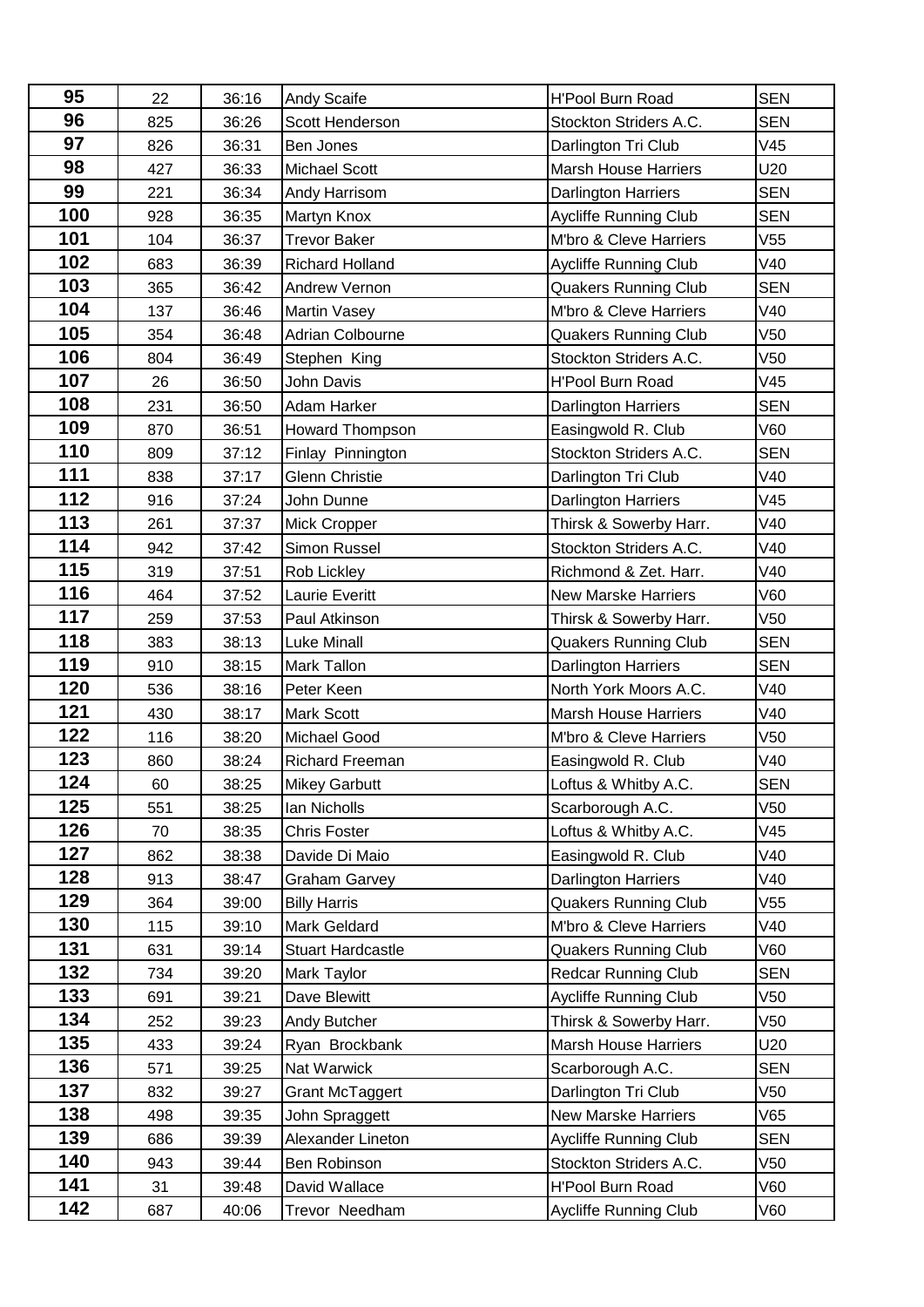| | | | | | |
|---|---|---|---|---|---|
| 95 | 22 | 36:16 | Andy Scaife | H'Pool Burn Road | SEN |
| 96 | 825 | 36:26 | Scott Henderson | Stockton Striders A.C. | SEN |
| 97 | 826 | 36:31 | Ben Jones | Darlington Tri Club | V45 |
| 98 | 427 | 36:33 | Michael Scott | Marsh House Harriers | U20 |
| 99 | 221 | 36:34 | Andy Harrisom | Darlington Harriers | SEN |
| 100 | 928 | 36:35 | Martyn Knox | Aycliffe Running Club | SEN |
| 101 | 104 | 36:37 | Trevor Baker | M'bro & Cleve Harriers | V55 |
| 102 | 683 | 36:39 | Richard Holland | Aycliffe Running Club | V40 |
| 103 | 365 | 36:42 | Andrew Vernon | Quakers Running Club | SEN |
| 104 | 137 | 36:46 | Martin Vasey | M'bro & Cleve Harriers | V40 |
| 105 | 354 | 36:48 | Adrian Colbourne | Quakers Running Club | V50 |
| 106 | 804 | 36:49 | Stephen King | Stockton Striders A.C. | V50 |
| 107 | 26 | 36:50 | John Davis | H'Pool Burn Road | V45 |
| 108 | 231 | 36:50 | Adam Harker | Darlington Harriers | SEN |
| 109 | 870 | 36:51 | Howard Thompson | Easingwold R. Club | V60 |
| 110 | 809 | 37:12 | Finlay Pinnington | Stockton Striders A.C. | SEN |
| 111 | 838 | 37:17 | Glenn Christie | Darlington Tri Club | V40 |
| 112 | 916 | 37:24 | John Dunne | Darlington Harriers | V45 |
| 113 | 261 | 37:37 | Mick Cropper | Thirsk & Sowerby Harr. | V40 |
| 114 | 942 | 37:42 | Simon Russel | Stockton Striders A.C. | V40 |
| 115 | 319 | 37:51 | Rob Lickley | Richmond & Zet. Harr. | V40 |
| 116 | 464 | 37:52 | Laurie Everitt | New Marske Harriers | V60 |
| 117 | 259 | 37:53 | Paul Atkinson | Thirsk & Sowerby Harr. | V50 |
| 118 | 383 | 38:13 | Luke Minall | Quakers Running Club | SEN |
| 119 | 910 | 38:15 | Mark Tallon | Darlington Harriers | SEN |
| 120 | 536 | 38:16 | Peter Keen | North York Moors A.C. | V40 |
| 121 | 430 | 38:17 | Mark Scott | Marsh House Harriers | V40 |
| 122 | 116 | 38:20 | Michael Good | M'bro & Cleve Harriers | V50 |
| 123 | 860 | 38:24 | Richard Freeman | Easingwold R. Club | V40 |
| 124 | 60 | 38:25 | Mikey Garbutt | Loftus & Whitby A.C. | SEN |
| 125 | 551 | 38:25 | Ian Nicholls | Scarborough A.C. | V50 |
| 126 | 70 | 38:35 | Chris Foster | Loftus & Whitby A.C. | V45 |
| 127 | 862 | 38:38 | Davide Di Maio | Easingwold R. Club | V40 |
| 128 | 913 | 38:47 | Graham Garvey | Darlington Harriers | V40 |
| 129 | 364 | 39:00 | Billy Harris | Quakers Running Club | V55 |
| 130 | 115 | 39:10 | Mark Geldard | M'bro & Cleve Harriers | V40 |
| 131 | 631 | 39:14 | Stuart Hardcastle | Quakers Running Club | V60 |
| 132 | 734 | 39:20 | Mark Taylor | Redcar Running Club | SEN |
| 133 | 691 | 39:21 | Dave Blewitt | Aycliffe Running Club | V50 |
| 134 | 252 | 39:23 | Andy Butcher | Thirsk & Sowerby Harr. | V50 |
| 135 | 433 | 39:24 | Ryan Brockbank | Marsh House Harriers | U20 |
| 136 | 571 | 39:25 | Nat Warwick | Scarborough A.C. | SEN |
| 137 | 832 | 39:27 | Grant McTaggert | Darlington Tri Club | V50 |
| 138 | 498 | 39:35 | John Spraggett | New Marske Harriers | V65 |
| 139 | 686 | 39:39 | Alexander Lineton | Aycliffe Running Club | SEN |
| 140 | 943 | 39:44 | Ben Robinson | Stockton Striders A.C. | V50 |
| 141 | 31 | 39:48 | David Wallace | H'Pool Burn Road | V60 |
| 142 | 687 | 40:06 | Trevor Needham | Aycliffe Running Club | V60 |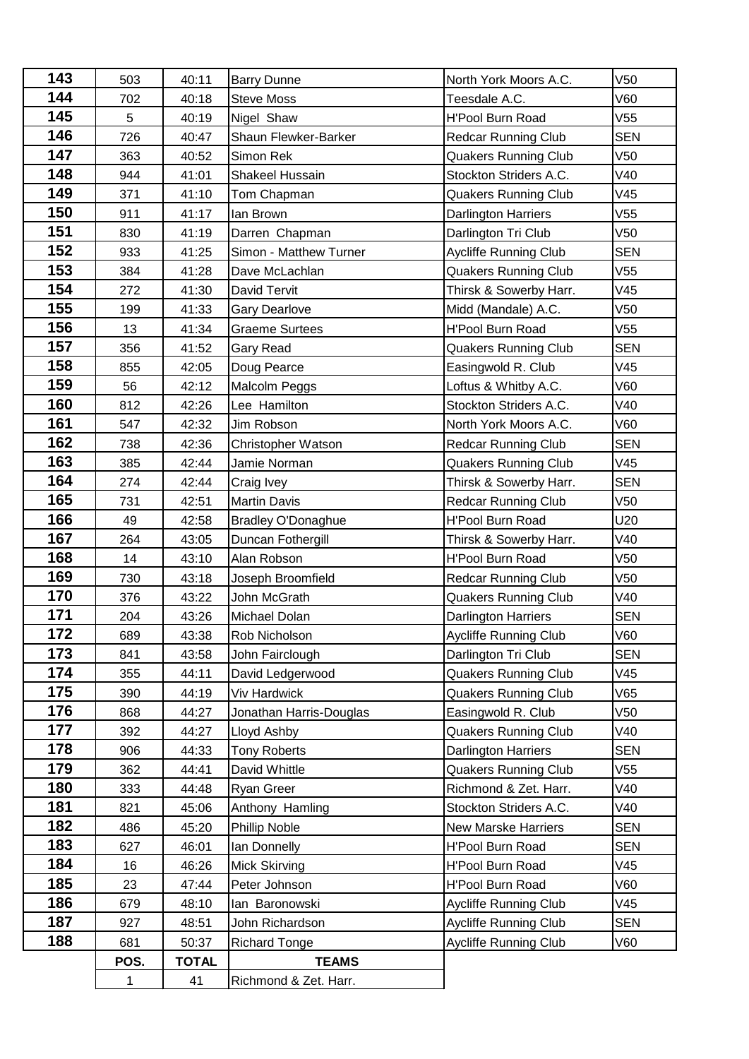| 143 | 503 | 40:11 | Barry Dunne | North York Moors A.C. | V50 |
|---|---|---|---|---|---|
| 144 | 702 | 40:18 | Steve Moss | Teesdale A.C. | V60 |
| 145 | 5 | 40:19 | Nigel Shaw | H'Pool Burn Road | V55 |
| 146 | 726 | 40:47 | Shaun Flewker-Barker | Redcar Running Club | SEN |
| 147 | 363 | 40:52 | Simon Rek | Quakers Running Club | V50 |
| 148 | 944 | 41:01 | Shakeel Hussain | Stockton Striders A.C. | V40 |
| 149 | 371 | 41:10 | Tom Chapman | Quakers Running Club | V45 |
| 150 | 911 | 41:17 | Ian Brown | Darlington Harriers | V55 |
| 151 | 830 | 41:19 | Darren Chapman | Darlington Tri Club | V50 |
| 152 | 933 | 41:25 | Simon - Matthew Turner | Aycliffe Running Club | SEN |
| 153 | 384 | 41:28 | Dave McLachlan | Quakers Running Club | V55 |
| 154 | 272 | 41:30 | David Tervit | Thirsk & Sowerby Harr. | V45 |
| 155 | 199 | 41:33 | Gary Dearlove | Midd (Mandale) A.C. | V50 |
| 156 | 13 | 41:34 | Graeme Surtees | H'Pool Burn Road | V55 |
| 157 | 356 | 41:52 | Gary Read | Quakers Running Club | SEN |
| 158 | 855 | 42:05 | Doug Pearce | Easingwold R. Club | V45 |
| 159 | 56 | 42:12 | Malcolm Peggs | Loftus & Whitby A.C. | V60 |
| 160 | 812 | 42:26 | Lee Hamilton | Stockton Striders A.C. | V40 |
| 161 | 547 | 42:32 | Jim Robson | North York Moors A.C. | V60 |
| 162 | 738 | 42:36 | Christopher Watson | Redcar Running Club | SEN |
| 163 | 385 | 42:44 | Jamie Norman | Quakers Running Club | V45 |
| 164 | 274 | 42:44 | Craig Ivey | Thirsk & Sowerby Harr. | SEN |
| 165 | 731 | 42:51 | Martin Davis | Redcar Running Club | V50 |
| 166 | 49 | 42:58 | Bradley O'Donaghue | H'Pool Burn Road | U20 |
| 167 | 264 | 43:05 | Duncan Fothergill | Thirsk & Sowerby Harr. | V40 |
| 168 | 14 | 43:10 | Alan Robson | H'Pool Burn Road | V50 |
| 169 | 730 | 43:18 | Joseph Broomfield | Redcar Running Club | V50 |
| 170 | 376 | 43:22 | John McGrath | Quakers Running Club | V40 |
| 171 | 204 | 43:26 | Michael Dolan | Darlington Harriers | SEN |
| 172 | 689 | 43:38 | Rob Nicholson | Aycliffe Running Club | V60 |
| 173 | 841 | 43:58 | John Fairclough | Darlington Tri Club | SEN |
| 174 | 355 | 44:11 | David Ledgerwood | Quakers Running Club | V45 |
| 175 | 390 | 44:19 | Viv Hardwick | Quakers Running Club | V65 |
| 176 | 868 | 44:27 | Jonathan Harris-Douglas | Easingwold R. Club | V50 |
| 177 | 392 | 44:27 | Lloyd Ashby | Quakers Running Club | V40 |
| 178 | 906 | 44:33 | Tony Roberts | Darlington Harriers | SEN |
| 179 | 362 | 44:41 | David Whittle | Quakers Running Club | V55 |
| 180 | 333 | 44:48 | Ryan Greer | Richmond & Zet. Harr. | V40 |
| 181 | 821 | 45:06 | Anthony Hamling | Stockton Striders A.C. | V40 |
| 182 | 486 | 45:20 | Phillip Noble | New Marske Harriers | SEN |
| 183 | 627 | 46:01 | Ian Donnelly | H'Pool Burn Road | SEN |
| 184 | 16 | 46:26 | Mick Skirving | H'Pool Burn Road | V45 |
| 185 | 23 | 47:44 | Peter Johnson | H'Pool Burn Road | V60 |
| 186 | 679 | 48:10 | Ian Baronowski | Aycliffe Running Club | V45 |
| 187 | 927 | 48:51 | John Richardson | Aycliffe Running Club | SEN |
| 188 | 681 | 50:37 | Richard Tonge | Aycliffe Running Club | V60 |

| POS. | TOTAL | TEAMS |
|---|---|---|
| 1 | 41 | Richmond & Zet. Harr. |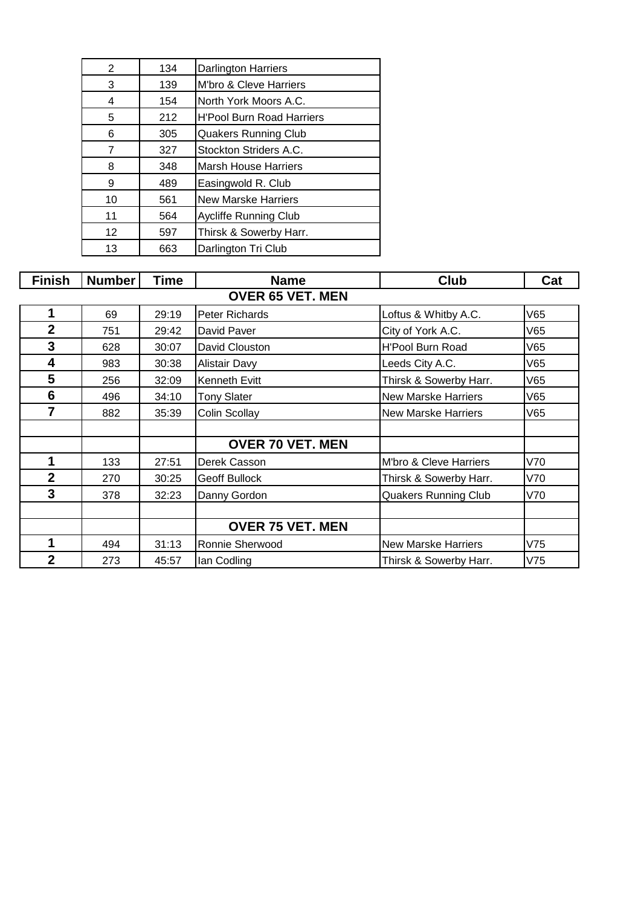| | | |
|---|---|---|
| 2 | 134 | Darlington Harriers |
| 3 | 139 | M'bro & Cleve Harriers |
| 4 | 154 | North York Moors A.C. |
| 5 | 212 | H'Pool Burn Road Harriers |
| 6 | 305 | Quakers Running Club |
| 7 | 327 | Stockton Striders A.C. |
| 8 | 348 | Marsh House Harriers |
| 9 | 489 | Easingwold R. Club |
| 10 | 561 | New Marske Harriers |
| 11 | 564 | Aycliffe Running Club |
| 12 | 597 | Thirsk & Sowerby Harr. |
| 13 | 663 | Darlington Tri Club |

| Finish | Number | Time | Name | Club | Cat |
|---|---|---|---|---|---|
| | | | **OVER 65 VET. MEN** | | |
| **1** | 69 | 29:19 | Peter Richards | Loftus & Whitby A.C. | V65 |
| **2** | 751 | 29:42 | David Paver | City of York A.C. | V65 |
| **3** | 628 | 30:07 | David Clouston | H'Pool Burn Road | V65 |
| **4** | 983 | 30:38 | Alistair Davy | Leeds City A.C. | V65 |
| **5** | 256 | 32:09 | Kenneth Evitt | Thirsk & Sowerby Harr. | V65 |
| **6** | 496 | 34:10 | Tony Slater | New Marske Harriers | V65 |
| **7** | 882 | 35:39 | Colin Scollay | New Marske Harriers | V65 |
| | | | | | |
| | | | **OVER 70 VET. MEN** | | |
| **1** | 133 | 27:51 | Derek Casson | M'bro & Cleve Harriers | V70 |
| **2** | 270 | 30:25 | Geoff Bullock | Thirsk & Sowerby Harr. | V70 |
| **3** | 378 | 32:23 | Danny Gordon | Quakers Running Club | V70 |
| | | | | | |
| | | | **OVER 75 VET. MEN** | | |
| **1** | 494 | 31:13 | Ronnie Sherwood | New Marske Harriers | V75 |
| **2** | 273 | 45:57 | Ian Codling | Thirsk & Sowerby Harr. | V75 |